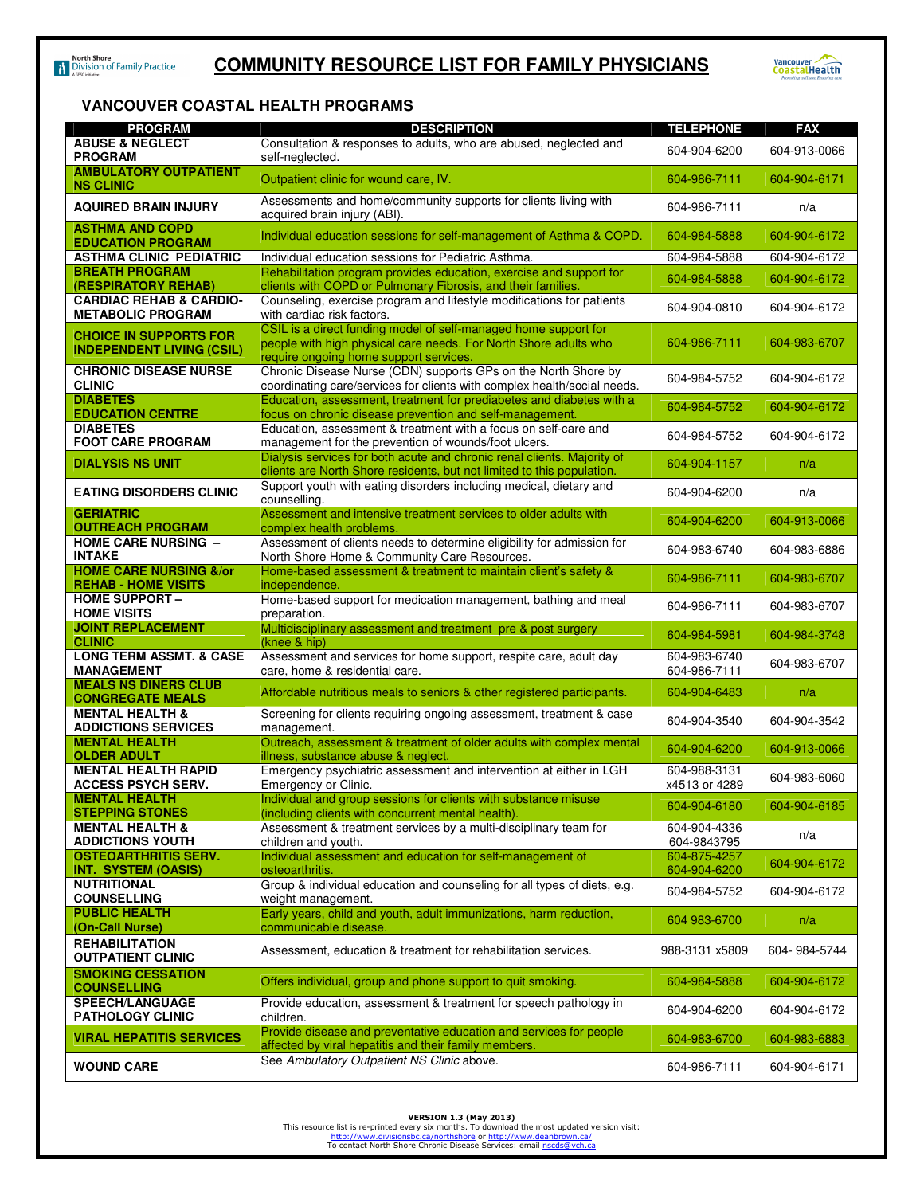# COMMUNITY RESOURCE LIST FOR FAMILY PHYSICIANS

## VANCOUVER COASTAL HEALTH PROGRAMS

| PROGRAM | DESCRIPTION | TELEPHONE | FAX |
|---|---|---|---|
| **ABUSE & NEGLECT PROGRAM** | Consultation & responses to adults, who are abused, neglected and self-neglected. | 604-904-6200 | 604-913-0066 |
| **AMBULATORY OUTPATIENT NS CLINIC** | Outpatient clinic for wound care, IV. | 604-986-7111 | 604-904-6171 |
| **AQUIRED BRAIN INJURY** | Assessments and home/community supports for clients living with acquired brain injury (ABI). | 604-986-7111 | n/a |
| **ASTHMA AND COPD EDUCATION PROGRAM** | Individual education sessions for self-management of Asthma & COPD. | 604-984-5888 | 604-904-6172 |
| **ASTHMA CLINIC PEDIATRIC** | Individual education sessions for Pediatric Asthma. | 604-984-5888 | 604-904-6172 |
| **BREATH PROGRAM (RESPIRATORY REHAB)** | Rehabilitation program provides education, exercise and support for clients with COPD or Pulmonary Fibrosis, and their families. | 604-984-5888 | 604-904-6172 |
| **CARDIAC REHAB & CARDIO-METABOLIC PROGRAM** | Counseling, exercise program and lifestyle modifications for patients with cardiac risk factors. | 604-904-0810 | 604-904-6172 |
| **CHOICE IN SUPPORTS FOR INDEPENDENT LIVING (CSIL)** | CSIL is a direct funding model of self-managed home support for people with high physical care needs. For North Shore adults who require ongoing home support services. | 604-986-7111 | 604-983-6707 |
| **CHRONIC DISEASE NURSE CLINIC** | Chronic Disease Nurse (CDN) supports GPs on the North Shore by coordinating care/services for clients with complex health/social needs. | 604-984-5752 | 604-904-6172 |
| **DIABETES EDUCATION CENTRE** | Education, assessment, treatment for prediabetes and diabetes with a focus on chronic disease prevention and self-management. | 604-984-5752 | 604-904-6172 |
| **DIABETES FOOT CARE PROGRAM** | Education, assessment & treatment with a focus on self-care and management for the prevention of wounds/foot ulcers. | 604-984-5752 | 604-904-6172 |
| **DIALYSIS NS UNIT** | Dialysis services for both acute and chronic renal clients. Majority of clients are North Shore residents, but not limited to this population. | 604-904-1157 | n/a |
| **EATING DISORDERS CLINIC** | Support youth with eating disorders including medical, dietary and counselling. | 604-904-6200 | n/a |
| **GERIATRIC OUTREACH PROGRAM** | Assessment and intensive treatment services to older adults with complex health problems. | 604-904-6200 | 604-913-0066 |
| **HOME CARE NURSING – INTAKE** | Assessment of clients needs to determine eligibility for admission for North Shore Home & Community Care Resources. | 604-983-6740 | 604-983-6886 |
| **HOME CARE NURSING &/or REHAB - HOME VISITS** | Home-based assessment & treatment to maintain client's safety & independence. | 604-986-7111 | 604-983-6707 |
| **HOME SUPPORT – HOME VISITS** | Home-based support for medication management, bathing and meal preparation. | 604-986-7111 | 604-983-6707 |
| **JOINT REPLACEMENT CLINIC** | Multidisciplinary assessment and treatment pre & post surgery (knee & hip) | 604-984-5981 | 604-984-3748 |
| **LONG TERM ASSMT. & CASE MANAGEMENT** | Assessment and services for home support, respite care, adult day care, home & residential care. | 604-983-6740<br>604-986-7111 | 604-983-6707 |
| **MEALS NS DINERS CLUB CONGREGATE MEALS** | Affordable nutritious meals to seniors & other registered participants. | 604-904-6483 | n/a |
| **MENTAL HEALTH & ADDICTIONS SERVICES** | Screening for clients requiring ongoing assessment, treatment & case management. | 604-904-3540 | 604-904-3542 |
| **MENTAL HEALTH OLDER ADULT** | Outreach, assessment & treatment of older adults with complex mental illness, substance abuse & neglect. | 604-904-6200 | 604-913-0066 |
| **MENTAL HEALTH RAPID ACCESS PSYCH SERV.** | Emergency psychiatric assessment and intervention at either in LGH Emergency or Clinic. | 604-988-3131 x4513 or 4289 | 604-983-6060 |
| **MENTAL HEALTH STEPPING STONES** | Individual and group sessions for clients with substance misuse (including clients with concurrent mental health). | 604-904-6180 | 604-904-6185 |
| **MENTAL HEALTH & ADDICTIONS YOUTH** | Assessment & treatment services by a multi-disciplinary team for children and youth. | 604-904-4336<br>604-9843795 | n/a |
| **OSTEOARTHRITIS SERV. INT. SYSTEM (OASIS)** | Individual assessment and education for self-management of osteoarthritis. | 604-875-4257<br>604-904-6200 | 604-904-6172 |
| **NUTRITIONAL COUNSELLING** | Group & individual education and counseling for all types of diets, e.g. weight management. | 604-984-5752 | 604-904-6172 |
| **PUBLIC HEALTH (On-Call Nurse)** | Early years, child and youth, adult immunizations, harm reduction, communicable disease. | 604 983-6700 | n/a |
| **REHABILITATION OUTPATIENT CLINIC** | Assessment, education & treatment for rehabilitation services. | 988-3131 x5809 | 604- 984-5744 |
| **SMOKING CESSATION COUNSELLING** | Offers individual, group and phone support to quit smoking. | 604-984-5888 | 604-904-6172 |
| **SPEECH/LANGUAGE PATHOLOGY CLINIC** | Provide education, assessment & treatment for speech pathology in children. | 604-904-6200 | 604-904-6172 |
| **VIRAL HEPATITIS SERVICES** | Provide disease and preventative education and services for people affected by viral hepatitis and their family members. | 604-983-6700 | 604-983-6883 |
| **WOUND CARE** | See *Ambulatory Outpatient NS Clinic* above. | 604-986-7111 | 604-904-6171 |

**VERSION 1.3 (May 2013)**
This resource list is re-printed every six months. To download the most updated version visit:
http://www.divisionsbc.ca/northshore or http://www.deanbrown.ca/
To contact North Shore Chronic Disease Services: email nscds@vch.ca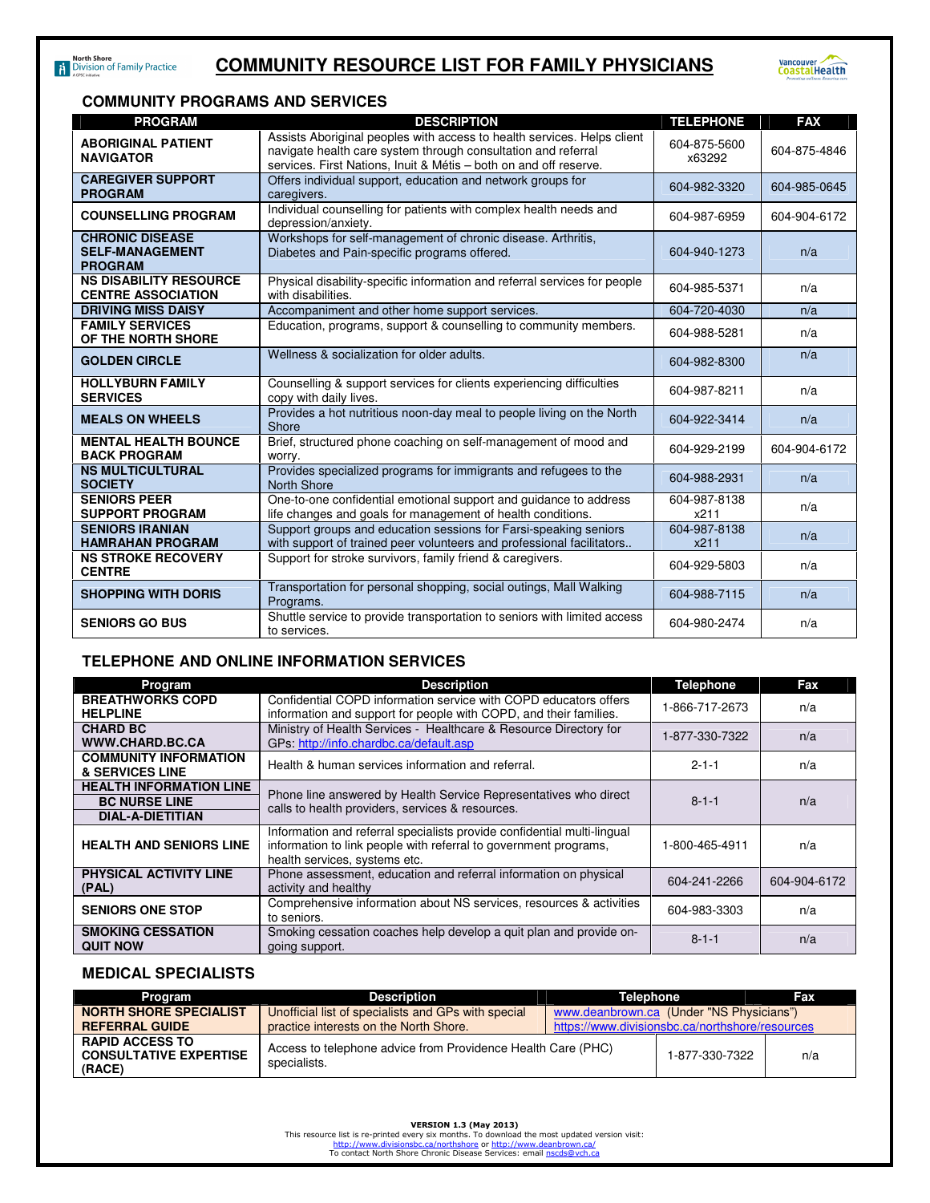North Shore Division of Family Practice

# COMMUNITY RESOURCE LIST FOR FAMILY PHYSICIANS

Vancouver CoastalHealth

## COMMUNITY PROGRAMS AND SERVICES

| PROGRAM | DESCRIPTION | TELEPHONE | FAX |
|---|---|---|---|
| **ABORIGINAL PATIENT NAVIGATOR** | Assists Aboriginal peoples with access to health services. Helps client navigate health care system through consultation and referral services. First Nations, Inuit & Métis – both on and off reserve. | 604-875-5600 x63292 | 604-875-4846 |
| **CAREGIVER SUPPORT PROGRAM** | Offers individual support, education and network groups for caregivers. | 604-982-3320 | 604-985-0645 |
| **COUNSELLING PROGRAM** | Individual counselling for patients with complex health needs and depression/anxiety. | 604-987-6959 | 604-904-6172 |
| **CHRONIC DISEASE SELF-MANAGEMENT PROGRAM** | Workshops for self-management of chronic disease. Arthritis, Diabetes and Pain-specific programs offered. | 604-940-1273 | n/a |
| **NS DISABILITY RESOURCE CENTRE ASSOCIATION** | Physical disability-specific information and referral services for people with disabilities. | 604-985-5371 | n/a |
| **DRIVING MISS DAISY** | Accompaniment and other home support services. | 604-720-4030 | n/a |
| **FAMILY SERVICES OF THE NORTH SHORE** | Education, programs, support & counselling to community members. | 604-988-5281 | n/a |
| **GOLDEN CIRCLE** | Wellness & socialization for older adults. | 604-982-8300 | n/a |
| **HOLLYBURN FAMILY SERVICES** | Counselling & support services for clients experiencing difficulties copy with daily lives. | 604-987-8211 | n/a |
| **MEALS ON WHEELS** | Provides a hot nutritious noon-day meal to people living on the North Shore | 604-922-3414 | n/a |
| **MENTAL HEALTH BOUNCE BACK PROGRAM** | Brief, structured phone coaching on self-management of mood and worry. | 604-929-2199 | 604-904-6172 |
| **NS MULTICULTURAL SOCIETY** | Provides specialized programs for immigrants and refugees to the North Shore | 604-988-2931 | n/a |
| **SENIORS PEER SUPPORT PROGRAM** | One-to-one confidential emotional support and guidance to address life changes and goals for management of health conditions. | 604-987-8138 x211 | n/a |
| **SENIORS IRANIAN HAMRAHAN PROGRAM** | Support groups and education sessions for Farsi-speaking seniors with support of trained peer volunteers and professional facilitators.. | 604-987-8138 x211 | n/a |
| **NS STROKE RECOVERY CENTRE** | Support for stroke survivors, family friend & caregivers. | 604-929-5803 | n/a |
| **SHOPPING WITH DORIS** | Transportation for personal shopping, social outings, Mall Walking Programs. | 604-988-7115 | n/a |
| **SENIORS GO BUS** | Shuttle service to provide transportation to seniors with limited access to services. | 604-980-2474 | n/a |

## TELEPHONE AND ONLINE INFORMATION SERVICES

| Program | Description | Telephone | Fax |
|---|---|---|---|
| **BREATHWORKS COPD HELPLINE** | Confidential COPD information service with COPD educators offers information and support for people with COPD, and their families. | 1-866-717-2673 | n/a |
| **CHARD BC WWW.CHARD.BC.CA** | Ministry of Health Services - Healthcare & Resource Directory for GPs: http://info.chardbc.ca/default.asp | 1-877-330-7322 | n/a |
| **COMMUNITY INFORMATION & SERVICES LINE** | Health & human services information and referral. | 2-1-1 | n/a |
| **HEALTH INFORMATION LINE** / **BC NURSE LINE** / **DIAL-A-DIETITIAN** | Phone line answered by Health Service Representatives who direct calls to health providers, services & resources. | 8-1-1 | n/a |
| **HEALTH AND SENIORS LINE** | Information and referral specialists provide confidential multi-lingual information to link people with referral to government programs, health services, systems etc. | 1-800-465-4911 | n/a |
| **PHYSICAL ACTIVITY LINE (PAL)** | Phone assessment, education and referral information on physical activity and healthy | 604-241-2266 | 604-904-6172 |
| **SENIORS ONE STOP** | Comprehensive information about NS services, resources & activities to seniors. | 604-983-3303 | n/a |
| **SMOKING CESSATION QUIT NOW** | Smoking cessation coaches help develop a quit plan and provide on-going support. | 8-1-1 | n/a |

## MEDICAL SPECIALISTS

| Program | Description | Telephone | Fax |
|---|---|---|---|
| **NORTH SHORE SPECIALIST REFERRAL GUIDE** | Unofficial list of specialists and GPs with special practice interests on the North Shore. | www.deanbrown.ca (Under "NS Physicians") https://www.divisionsbc.ca/northshore/resources | |
| **RAPID ACCESS TO CONSULTATIVE EXPERTISE (RACE)** | Access to telephone advice from Providence Health Care (PHC) specialists. | 1-877-330-7322 | n/a |

**VERSION 1.3 (May 2013)**
This resource list is re-printed every six months. To download the most updated version visit:
http://www.divisionsbc.ca/northshore or http://www.deanbrown.ca/
To contact North Shore Chronic Disease Services: email nscds@vch.ca